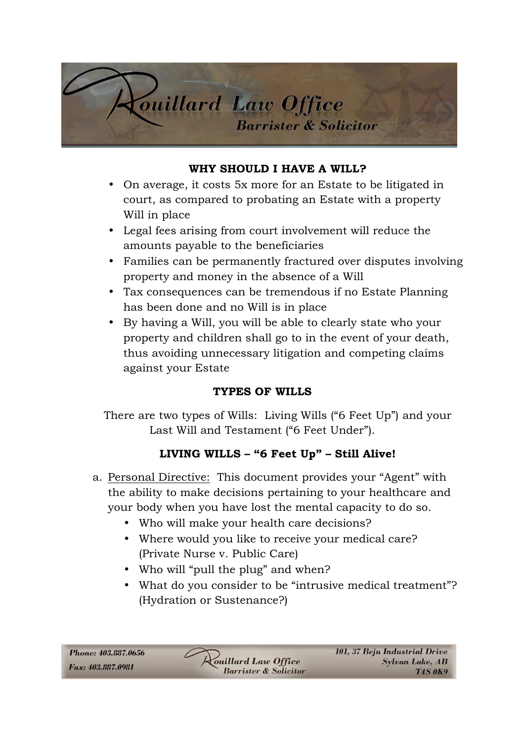## WHY SHOULD I HAVE A WILL?

- On average, it costs 5x more for an Estate to be litigated in court, as compared to probating an Estate with a property Will in place
- Legal fees arising from court involvement will reduce the amounts payable to the beneficiaries
- Families can be permanently fractured over disputes involving property and money in the absence of a Will
- Tax consequences can be tremendous if no Estate Planning has been done and no Will is in place
- By having a Will, you will be able to clearly state who your property and children shall go to in the event of your death, thus avoiding unnecessary litigation and competing claims against your Estate

## TYPES OF WILLS

There are two types of Wills: Living Wills ("6 Feet Up") and your Last Will and Testament ("6 Feet Under").

## LIVING WILLS – "6 Feet Up" – Still Alive!

a. Personal Directive: This document provides your "Agent" with the ability to make decisions pertaining to your healthcare and your body when you have lost the mental capacity to do so.
   - Who will make your health care decisions?
   - Where would you like to receive your medical care? (Private Nurse v. Public Care)
   - Who will "pull the plug" and when?
   - What do you consider to be "intrusive medical treatment"? (Hydration or Sustenance?)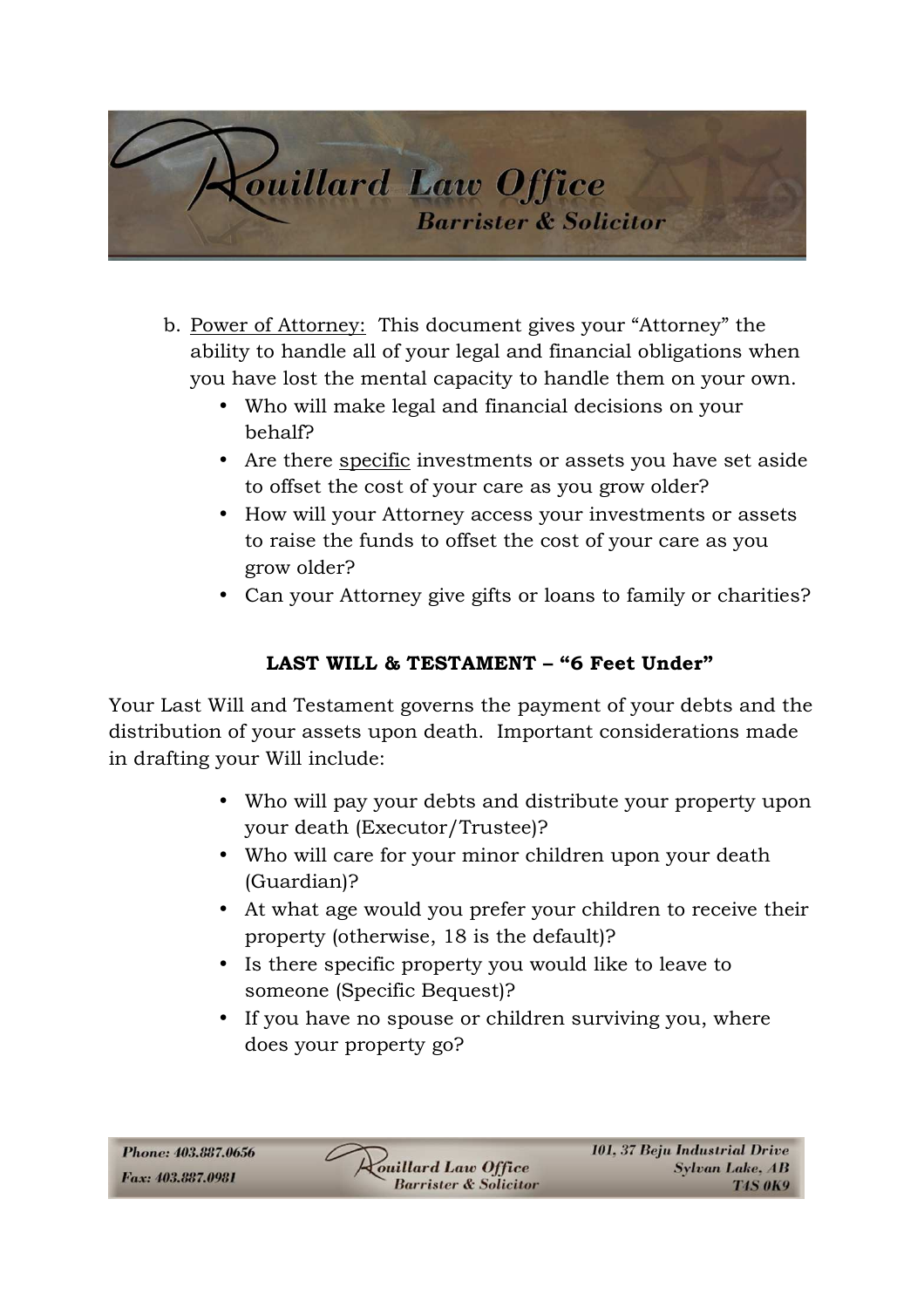b. Power of Attorney: This document gives your "Attorney" the ability to handle all of your legal and financial obligations when you have lost the mental capacity to handle them on your own.
   - Who will make legal and financial decisions on your behalf?
   - Are there specific investments or assets you have set aside to offset the cost of your care as you grow older?
   - How will your Attorney access your investments or assets to raise the funds to offset the cost of your care as you grow older?
   - Can your Attorney give gifts or loans to family or charities?

**LAST WILL & TESTAMENT – "6 Feet Under"**

Your Last Will and Testament governs the payment of your debts and the distribution of your assets upon death. Important considerations made in drafting your Will include:

- Who will pay your debts and distribute your property upon your death (Executor/Trustee)?
- Who will care for your minor children upon your death (Guardian)?
- At what age would you prefer your children to receive their property (otherwise, 18 is the default)?
- Is there specific property you would like to leave to someone (Specific Bequest)?
- If you have no spouse or children surviving you, where does your property go?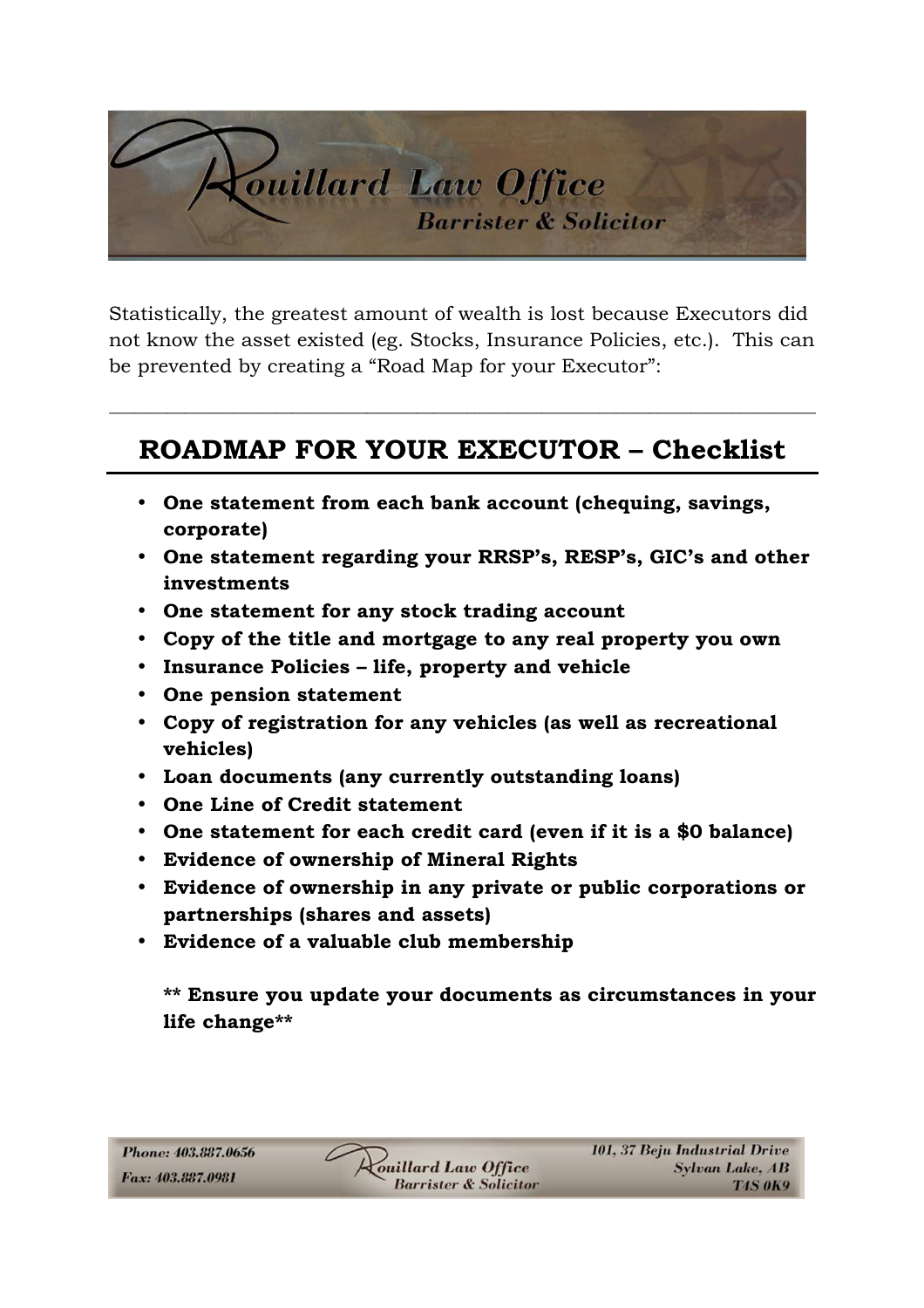Statistically, the greatest amount of wealth is lost because Executors did not know the asset existed (eg. Stocks, Insurance Policies, etc.). This can be prevented by creating a "Road Map for your Executor":

---

## ROADMAP FOR YOUR EXECUTOR – Checklist

- **One statement from each bank account (chequing, savings, corporate)**
- **One statement regarding your RRSP's, RESP's, GIC's and other investments**
- **One statement for any stock trading account**
- **Copy of the title and mortgage to any real property you own**
- **Insurance Policies – life, property and vehicle**
- **One pension statement**
- **Copy of registration for any vehicles (as well as recreational vehicles)**
- **Loan documents (any currently outstanding loans)**
- **One Line of Credit statement**
- **One statement for each credit card (even if it is a $0 balance)**
- **Evidence of ownership of Mineral Rights**
- **Evidence of ownership in any private or public corporations or partnerships (shares and assets)**
- **Evidence of a valuable club membership**

**** Ensure you update your documents as circumstances in your life change****